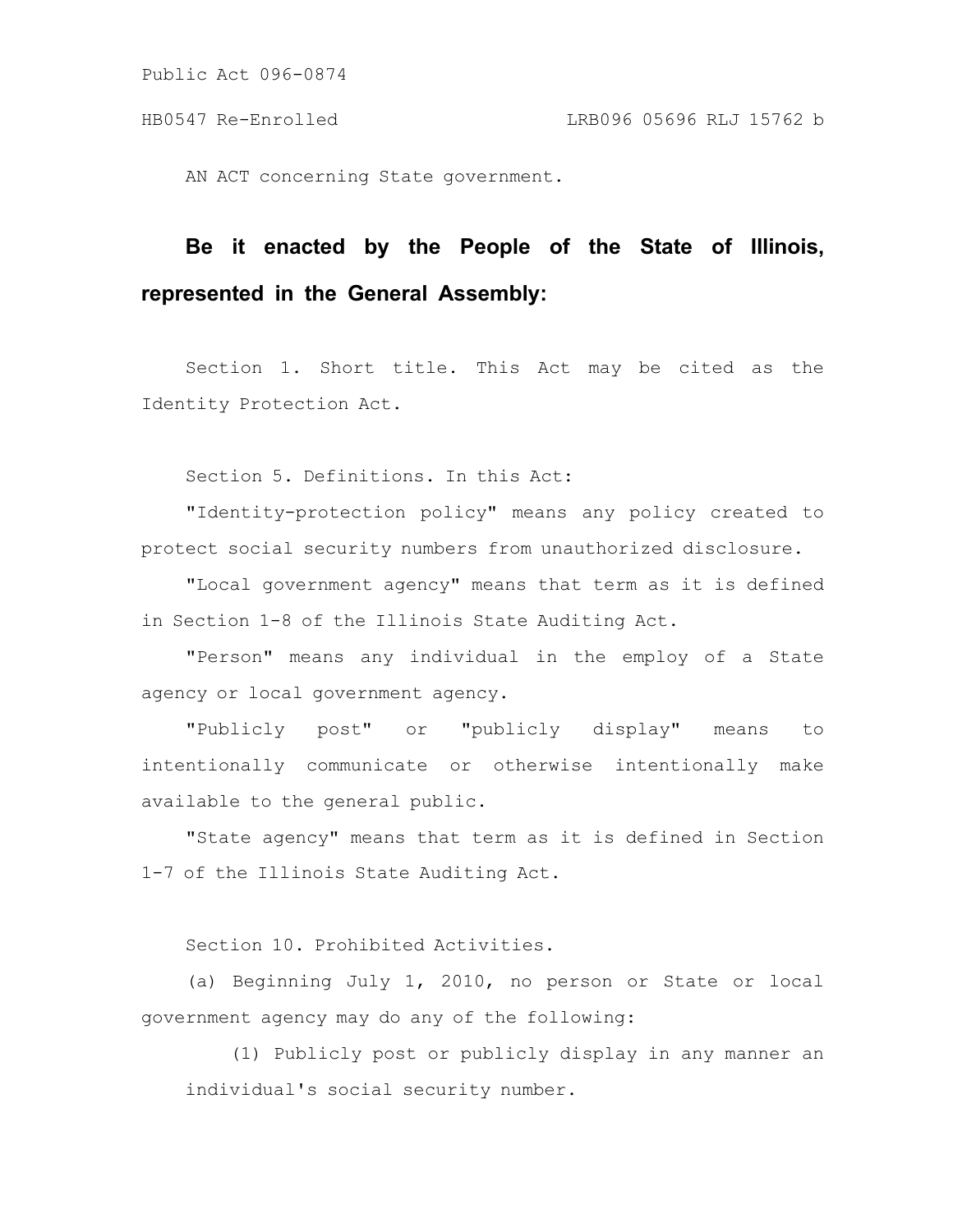Public Act 096-0874

HB0547 Re-Enrolled LRB096 05696 RLJ 15762 b

AN ACT concerning State government.

**Be it enacted by the People of the State of Illinois, represented in the General Assembly:**

Section 1. Short title. This Act may be cited as the Identity Protection Act.

Section 5. Definitions. In this Act:

"Identity-protection policy" means any policy created to protect social security numbers from unauthorized disclosure.

"Local government agency" means that term as it is defined in Section 1-8 of the Illinois State Auditing Act.

"Person" means any individual in the employ of a State agency or local government agency.

"Publicly post" or "publicly display" means to intentionally communicate or otherwise intentionally make available to the general public.

"State agency" means that term as it is defined in Section 1-7 of the Illinois State Auditing Act.

Section 10. Prohibited Activities.

(a) Beginning July 1, 2010, no person or State or local government agency may do any of the following:

(1) Publicly post or publicly display in any manner an individual's social security number.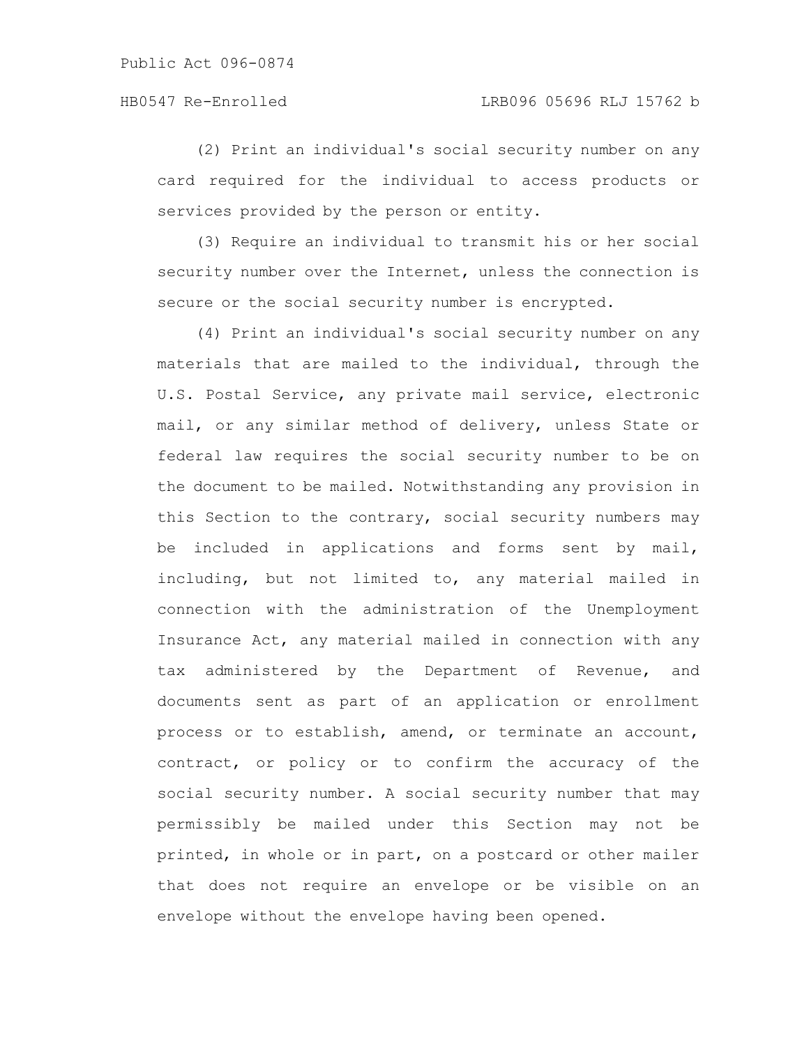(2) Print an individual's social security number on any card required for the individual to access products or services provided by the person or entity.

(3) Require an individual to transmit his or her social security number over the Internet, unless the connection is secure or the social security number is encrypted.

(4) Print an individual's social security number on any materials that are mailed to the individual, through the U.S. Postal Service, any private mail service, electronic mail, or any similar method of delivery, unless State or federal law requires the social security number to be on the document to be mailed. Notwithstanding any provision in this Section to the contrary, social security numbers may be included in applications and forms sent by mail, including, but not limited to, any material mailed in connection with the administration of the Unemployment Insurance Act, any material mailed in connection with any tax administered by the Department of Revenue, and documents sent as part of an application or enrollment process or to establish, amend, or terminate an account, contract, or policy or to confirm the accuracy of the social security number. A social security number that may permissibly be mailed under this Section may not be printed, in whole or in part, on a postcard or other mailer that does not require an envelope or be visible on an envelope without the envelope having been opened.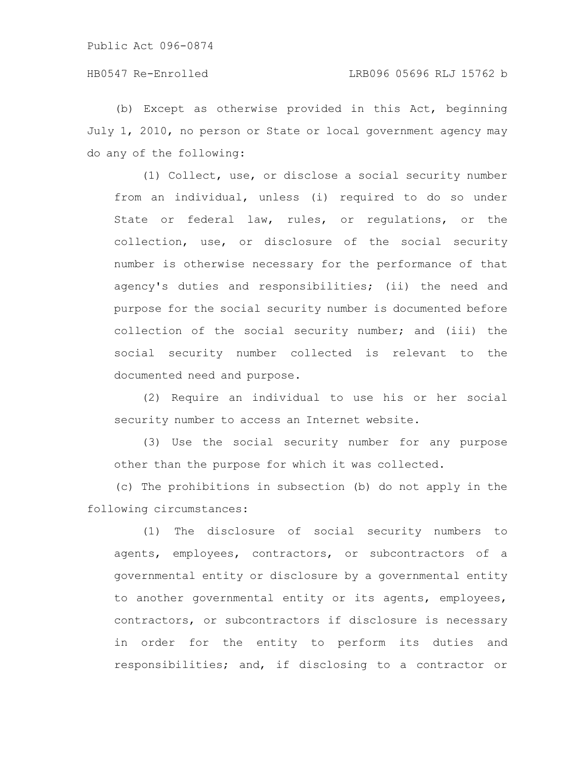(b) Except as otherwise provided in this Act, beginning July 1, 2010, no person or State or local government agency may do any of the following:

(1) Collect, use, or disclose a social security number from an individual, unless (i) required to do so under State or federal law, rules, or regulations, or the collection, use, or disclosure of the social security number is otherwise necessary for the performance of that agency's duties and responsibilities; (ii) the need and purpose for the social security number is documented before collection of the social security number; and (iii) the social security number collected is relevant to the documented need and purpose.

(2) Require an individual to use his or her social security number to access an Internet website.

(3) Use the social security number for any purpose other than the purpose for which it was collected.

(c) The prohibitions in subsection (b) do not apply in the following circumstances:

(1) The disclosure of social security numbers to agents, employees, contractors, or subcontractors of a governmental entity or disclosure by a governmental entity to another governmental entity or its agents, employees, contractors, or subcontractors if disclosure is necessary in order for the entity to perform its duties and responsibilities; and, if disclosing to a contractor or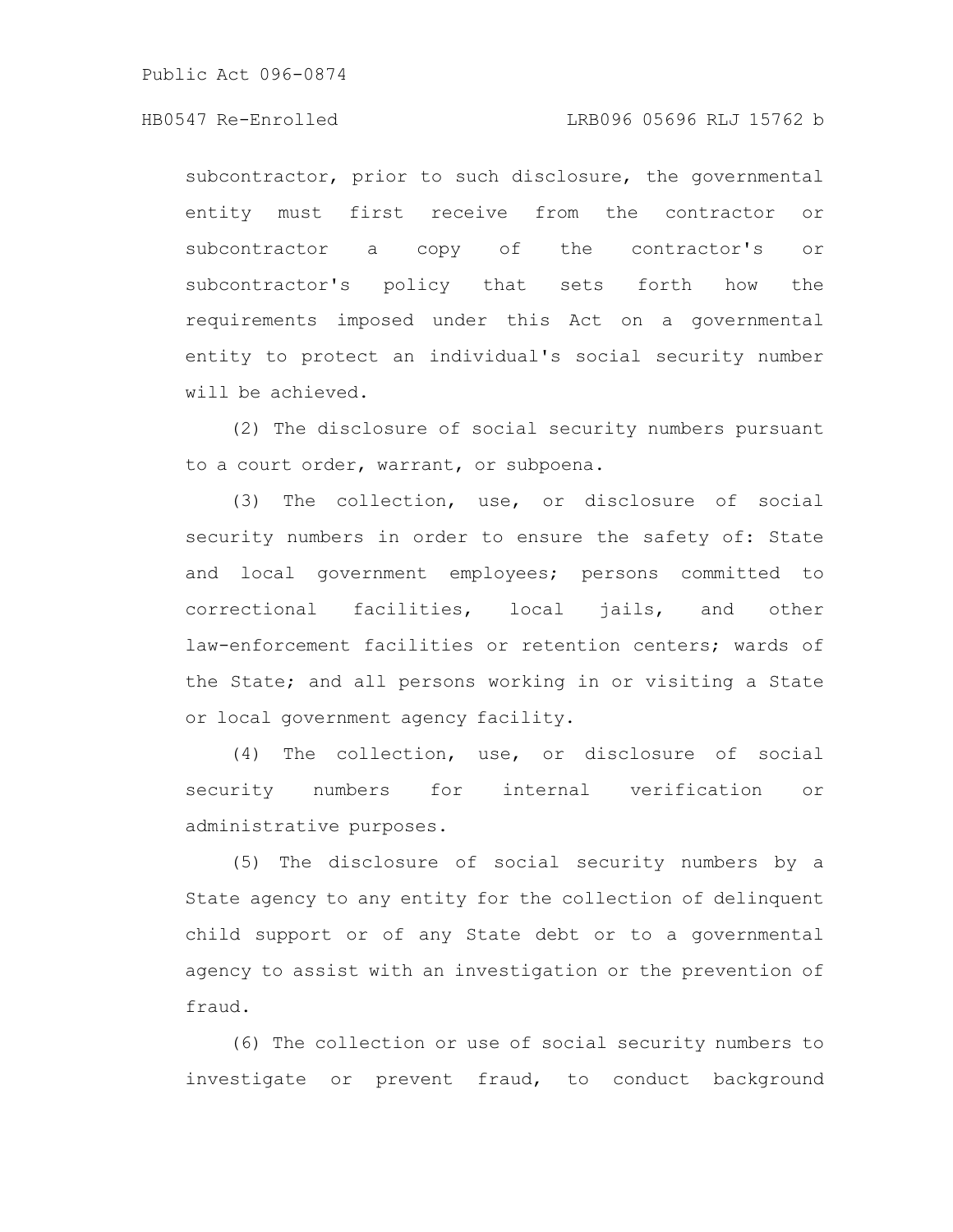subcontractor, prior to such disclosure, the governmental entity must first receive from the contractor or subcontractor a copy of the contractor's or subcontractor's policy that sets forth how the requirements imposed under this Act on a governmental entity to protect an individual's social security number will be achieved.

(2) The disclosure of social security numbers pursuant to a court order, warrant, or subpoena.

(3) The collection, use, or disclosure of social security numbers in order to ensure the safety of: State and local government employees; persons committed to correctional facilities, local jails, and other law-enforcement facilities or retention centers; wards of the State; and all persons working in or visiting a State or local government agency facility.

(4) The collection, use, or disclosure of social security numbers for internal verification or administrative purposes.

(5) The disclosure of social security numbers by a State agency to any entity for the collection of delinquent child support or of any State debt or to a governmental agency to assist with an investigation or the prevention of fraud.

(6) The collection or use of social security numbers to investigate or prevent fraud, to conduct background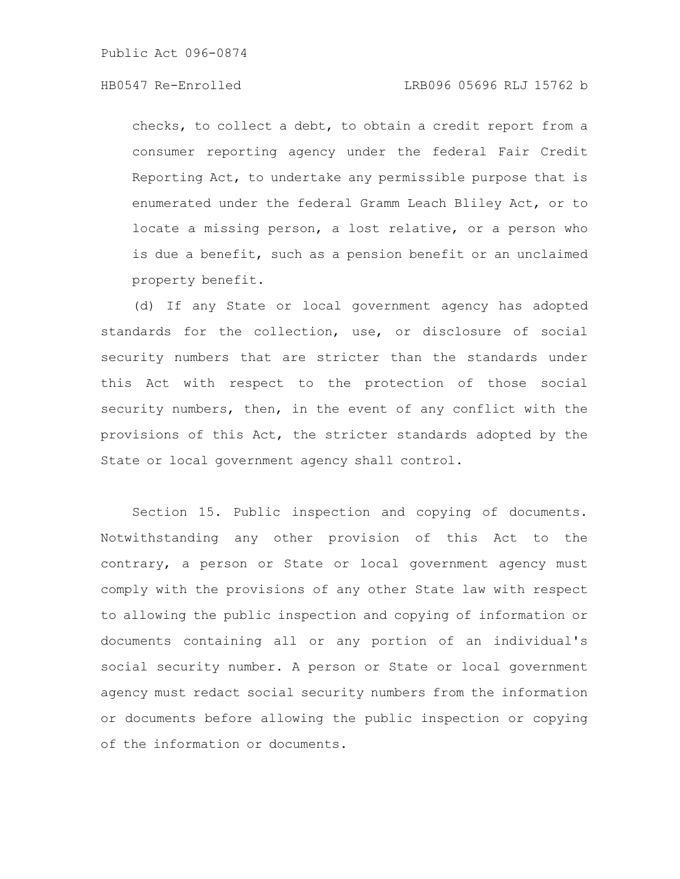checks, to collect a debt, to obtain a credit report from a consumer reporting agency under the federal Fair Credit Reporting Act, to undertake any permissible purpose that is enumerated under the federal Gramm Leach Bliley Act, or to locate a missing person, a lost relative, or a person who is due a benefit, such as a pension benefit or an unclaimed property benefit.

(d) If any State or local government agency has adopted standards for the collection, use, or disclosure of social security numbers that are stricter than the standards under this Act with respect to the protection of those social security numbers, then, in the event of any conflict with the provisions of this Act, the stricter standards adopted by the State or local government agency shall control.

Section 15. Public inspection and copying of documents. Notwithstanding any other provision of this Act to the contrary, a person or State or local government agency must comply with the provisions of any other State law with respect to allowing the public inspection and copying of information or documents containing all or any portion of an individual's social security number. A person or State or local government agency must redact social security numbers from the information or documents before allowing the public inspection or copying of the information or documents.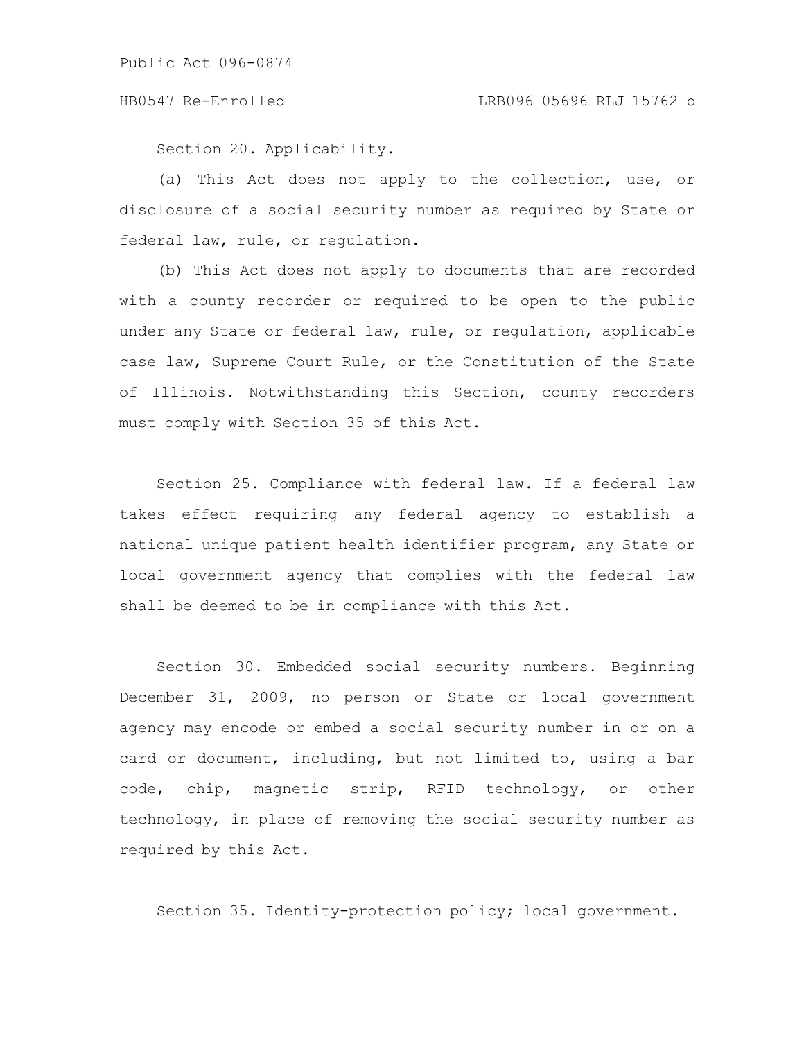Section 20. Applicability.

(a) This Act does not apply to the collection, use, or disclosure of a social security number as required by State or federal law, rule, or regulation.

(b) This Act does not apply to documents that are recorded with a county recorder or required to be open to the public under any State or federal law, rule, or regulation, applicable case law, Supreme Court Rule, or the Constitution of the State of Illinois. Notwithstanding this Section, county recorders must comply with Section 35 of this Act.

Section 25. Compliance with federal law. If a federal law takes effect requiring any federal agency to establish a national unique patient health identifier program, any State or local government agency that complies with the federal law shall be deemed to be in compliance with this Act.

Section 30. Embedded social security numbers. Beginning December 31, 2009, no person or State or local government agency may encode or embed a social security number in or on a card or document, including, but not limited to, using a bar code, chip, magnetic strip, RFID technology, or other technology, in place of removing the social security number as required by this Act.

Section 35. Identity-protection policy; local government.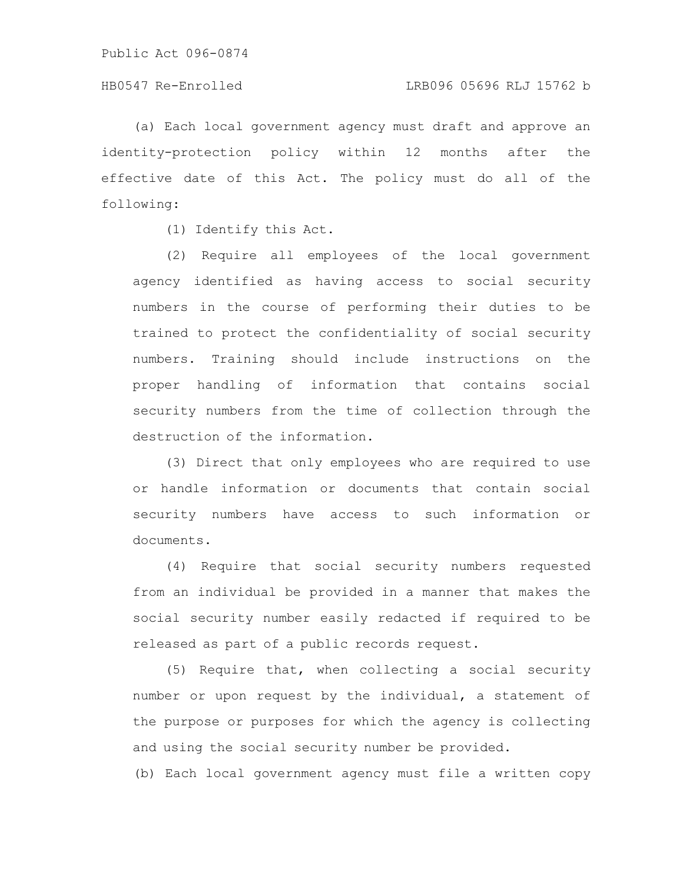(a) Each local government agency must draft and approve an identity-protection policy within 12 months after the effective date of this Act. The policy must do all of the following:

(1) Identify this Act.

(2) Require all employees of the local government agency identified as having access to social security numbers in the course of performing their duties to be trained to protect the confidentiality of social security numbers. Training should include instructions on the proper handling of information that contains social security numbers from the time of collection through the destruction of the information.

(3) Direct that only employees who are required to use or handle information or documents that contain social security numbers have access to such information or documents.

(4) Require that social security numbers requested from an individual be provided in a manner that makes the social security number easily redacted if required to be released as part of a public records request.

(5) Require that, when collecting a social security number or upon request by the individual, a statement of the purpose or purposes for which the agency is collecting and using the social security number be provided.

(b) Each local government agency must file a written copy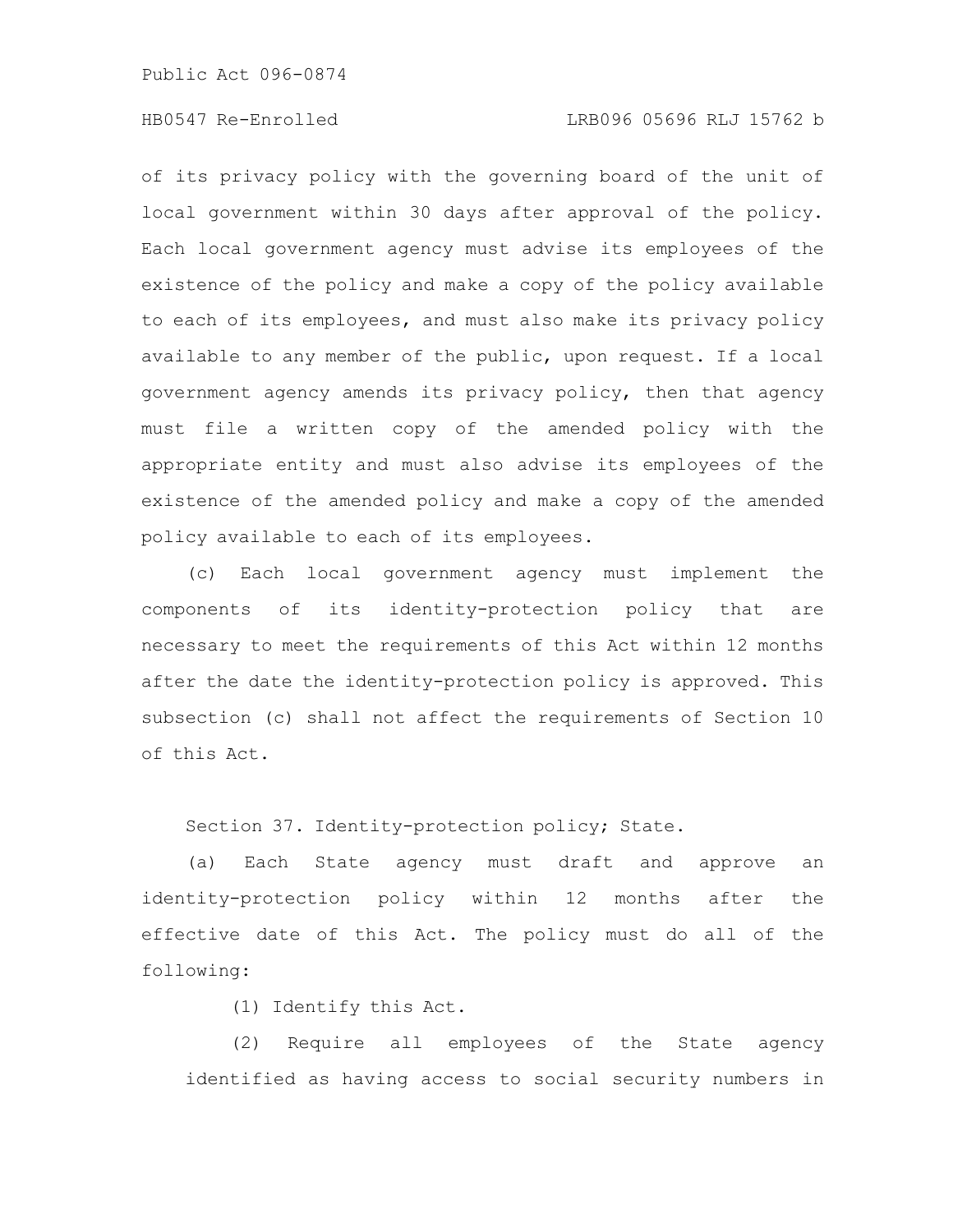of its privacy policy with the governing board of the unit of local government within 30 days after approval of the policy. Each local government agency must advise its employees of the existence of the policy and make a copy of the policy available to each of its employees, and must also make its privacy policy available to any member of the public, upon request. If a local government agency amends its privacy policy, then that agency must file a written copy of the amended policy with the appropriate entity and must also advise its employees of the existence of the amended policy and make a copy of the amended policy available to each of its employees.

(c) Each local government agency must implement the components of its identity-protection policy that are necessary to meet the requirements of this Act within 12 months after the date the identity-protection policy is approved. This subsection (c) shall not affect the requirements of Section 10 of this Act.

Section 37. Identity-protection policy; State.

(a) Each State agency must draft and approve an identity-protection policy within 12 months after the effective date of this Act. The policy must do all of the following:

(1) Identify this Act.

(2) Require all employees of the State agency identified as having access to social security numbers in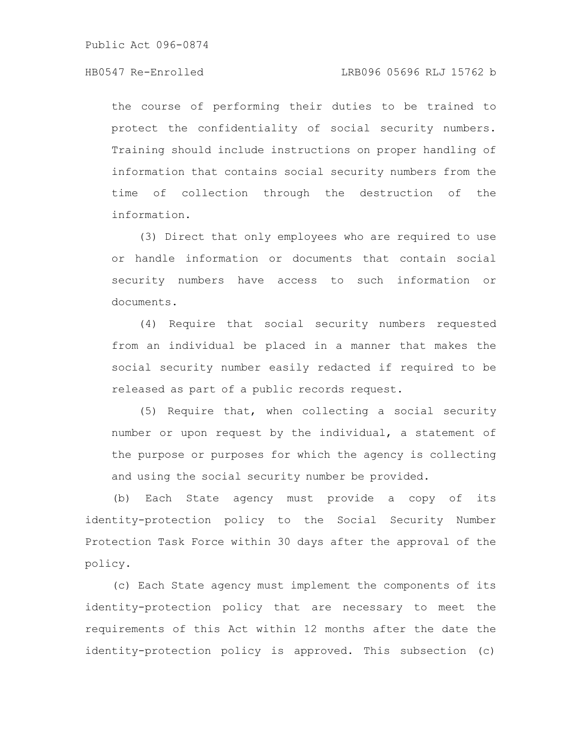the course of performing their duties to be trained to protect the confidentiality of social security numbers. Training should include instructions on proper handling of information that contains social security numbers from the time of collection through the destruction of the information.

(3) Direct that only employees who are required to use or handle information or documents that contain social security numbers have access to such information or documents.

(4) Require that social security numbers requested from an individual be placed in a manner that makes the social security number easily redacted if required to be released as part of a public records request.

(5) Require that, when collecting a social security number or upon request by the individual, a statement of the purpose or purposes for which the agency is collecting and using the social security number be provided.

(b) Each State agency must provide a copy of its identity-protection policy to the Social Security Number Protection Task Force within 30 days after the approval of the policy.

(c) Each State agency must implement the components of its identity-protection policy that are necessary to meet the requirements of this Act within 12 months after the date the identity-protection policy is approved. This subsection (c)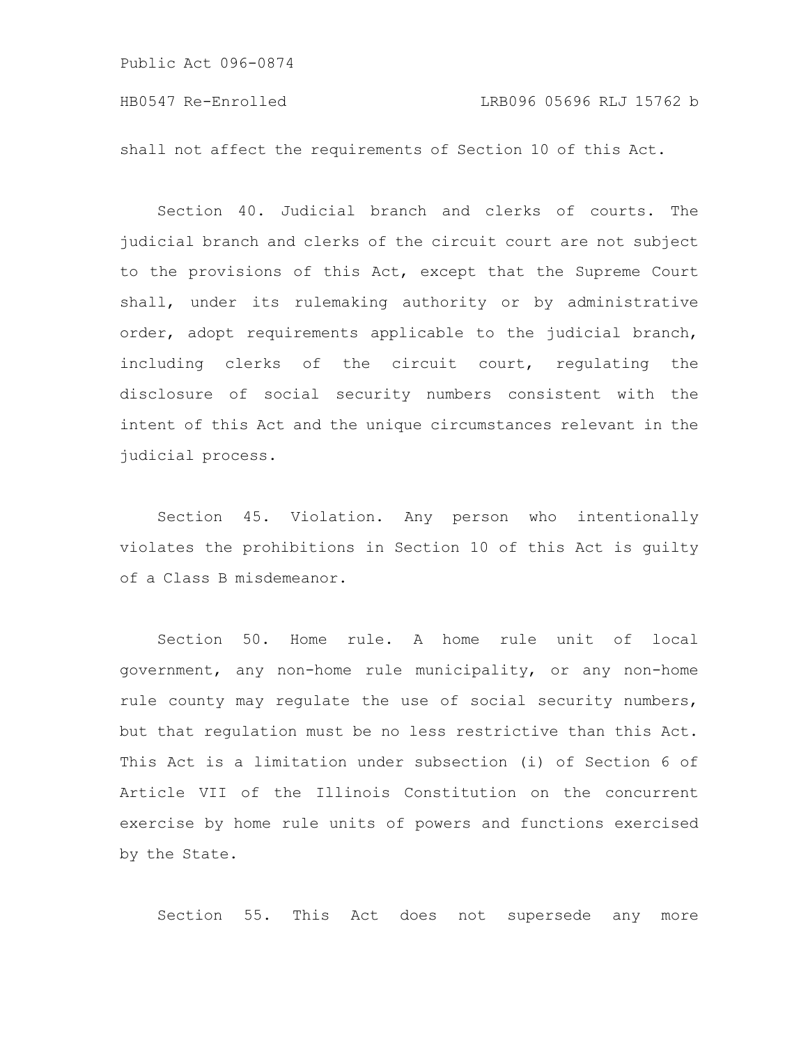shall not affect the requirements of Section 10 of this Act.

Section 40. Judicial branch and clerks of courts. The judicial branch and clerks of the circuit court are not subject to the provisions of this Act, except that the Supreme Court shall, under its rulemaking authority or by administrative order, adopt requirements applicable to the judicial branch, including clerks of the circuit court, regulating the disclosure of social security numbers consistent with the intent of this Act and the unique circumstances relevant in the judicial process.

Section 45. Violation. Any person who intentionally violates the prohibitions in Section 10 of this Act is guilty of a Class B misdemeanor.

Section 50. Home rule. A home rule unit of local government, any non-home rule municipality, or any non-home rule county may regulate the use of social security numbers, but that regulation must be no less restrictive than this Act. This Act is a limitation under subsection (i) of Section 6 of Article VII of the Illinois Constitution on the concurrent exercise by home rule units of powers and functions exercised by the State.

Section 55. This Act does not supersede any more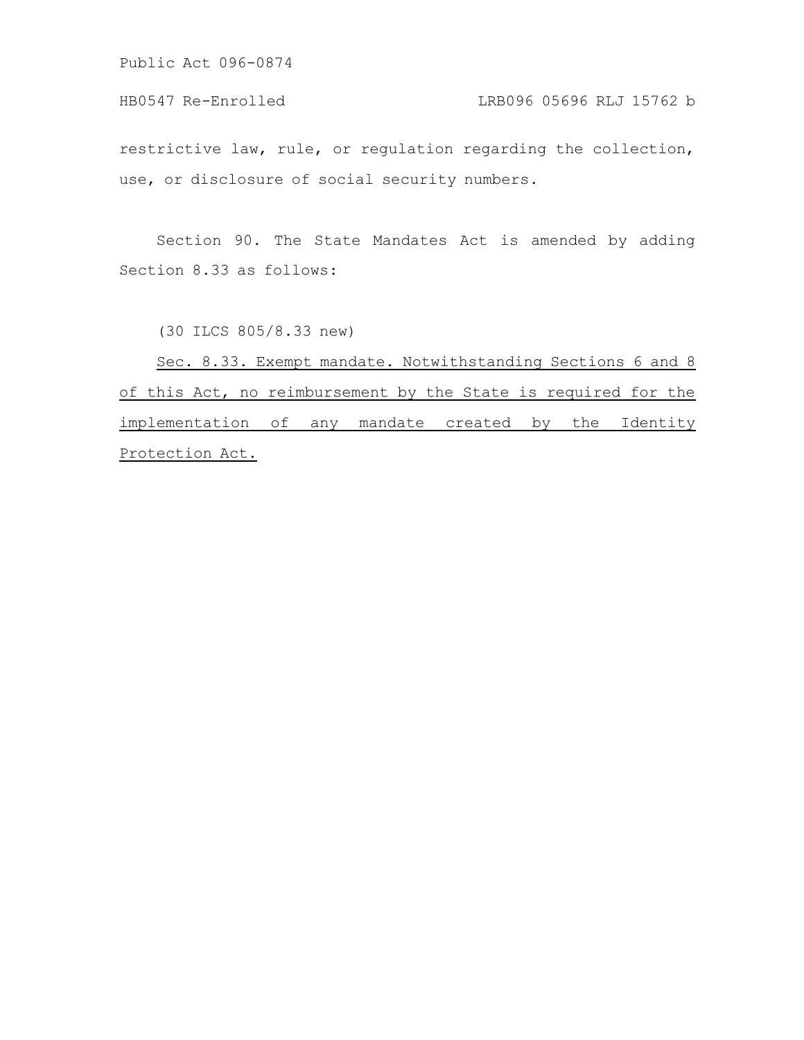restrictive law, rule, or regulation regarding the collection, use, or disclosure of social security numbers.

Section 90. The State Mandates Act is amended by adding Section 8.33 as follows:

(30 ILCS 805/8.33 new)

Sec. 8.33. Exempt mandate. Notwithstanding Sections 6 and 8 of this Act, no reimbursement by the State is required for the implementation of any mandate created by the Identity Protection Act.